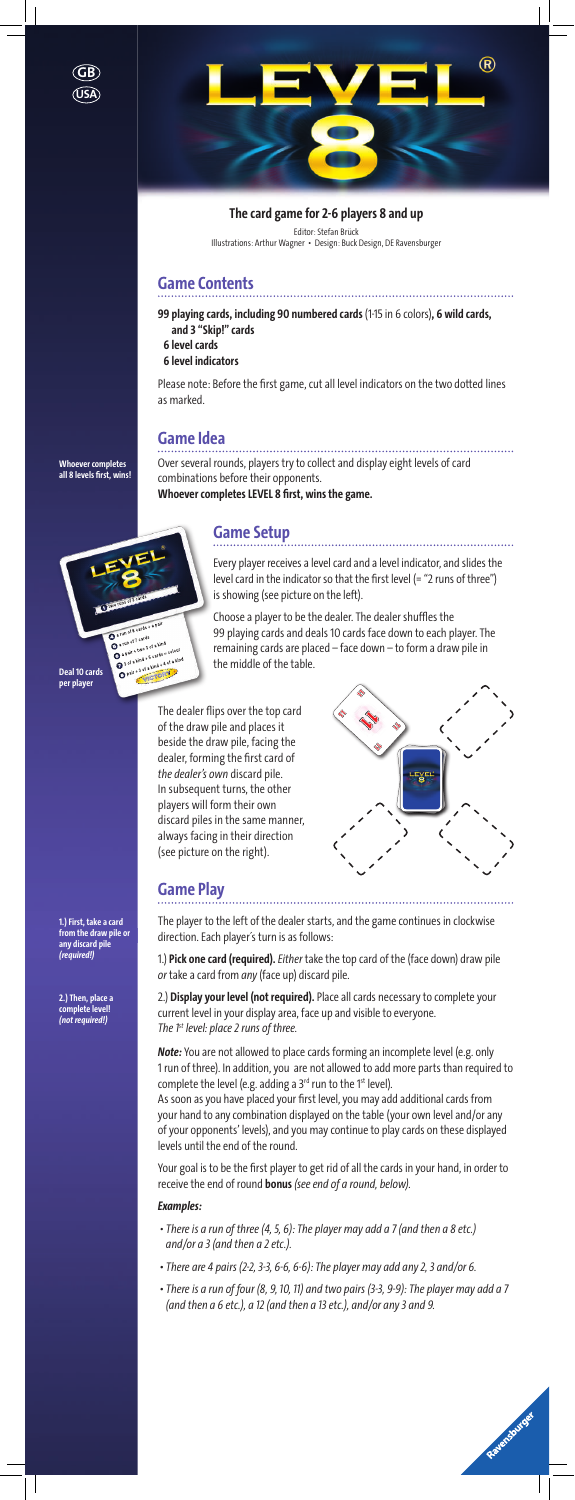GB
USA

# LEVEL 8

**The card game for 2-6 players 8 and up**

Editor: Stefan Brück
Illustrations: Arthur Wagner • Design: Buck Design, DE Ravensburger

## Game Contents

**99 playing cards, including 90 numbered cards** (1-15 in 6 colors)**, 6 wild cards, and 3 "Skip!" cards**
**6 level cards**
**6 level indicators**

Please note: Before the first game, cut all level indicators on the two dotted lines as marked.

## Game Idea

**Whoever completes all 8 levels first, wins!**

Over several rounds, players try to collect and display eight levels of card combinations before their opponents.
**Whoever completes LEVEL 8 first, wins the game.**

## Game Setup

**Deal 10 cards per player**

Every player receives a level card and a level indicator, and slides the level card in the indicator so that the first level (= "2 runs of three") is showing (see picture on the left).

Choose a player to be the dealer. The dealer shuffles the 99 playing cards and deals 10 cards face down to each player. The remaining cards are placed – face down – to form a draw pile in the middle of the table.

The dealer flips over the top card of the draw pile and places it beside the draw pile, facing the dealer, forming the first card of *the dealer's own* discard pile. In subsequent turns, the other players will form their own discard piles in the same manner, always facing in their direction (see picture on the right).

## Game Play

**1.) First, take a card from the draw pile or any discard pile** ***(required!)***

**2.) Then, place a complete level!** ***(not required!)***

The player to the left of the dealer starts, and the game continues in clockwise direction. Each player's turn is as follows:

1.) **Pick one card (required).** *Either* take the top card of the (face down) draw pile *or* take a card from *any* (face up) discard pile.

2.) **Display your level (not required).** Place all cards necessary to complete your current level in your display area, face up and visible to everyone.
*The 1st level: place 2 runs of three.*

***Note:*** You are not allowed to place cards forming an incomplete level (e.g. only 1 run of three). In addition, you are not allowed to add more parts than required to complete the level (e.g. adding a 3rd run to the 1st level).
As soon as you have placed your first level, you may add additional cards from your hand to any combination displayed on the table (your own level and/or any of your opponents' levels), and you may continue to play cards on these displayed levels until the end of the round.

Your goal is to be the first player to get rid of all the cards in your hand, in order to receive the end of round **bonus** *(see end of a round, below).*

***Examples:***

- *There is a run of three (4, 5, 6): The player may add a 7 (and then a 8 etc.) and/or a 3 (and then a 2 etc.).*
- *There are 4 pairs (2-2, 3-3, 6-6, 6-6): The player may add any 2, 3 and/or 6.*
- *There is a run of four (8, 9, 10, 11) and two pairs (3-3, 9-9): The player may add a 7 (and then a 6 etc.), a 12 (and then a 13 etc.), and/or any 3 and 9.*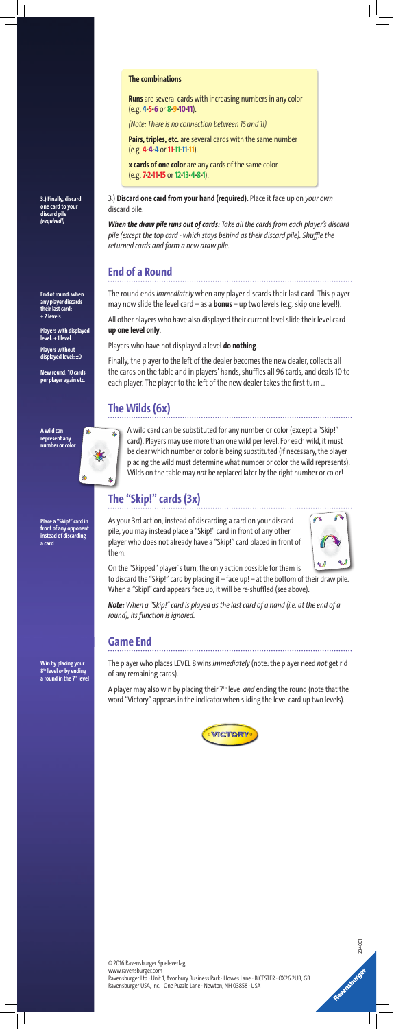**The combinations**

**Runs** are several cards with increasing numbers in any color (e.g. 4-5-6 or 8-9-10-11).

*(Note: There is no connection between 15 and 1!)*

**Pairs, triples, etc.** are several cards with the same number (e.g. 4-4-4 or 11-11-11-11).

**x cards of one color** are any cards of the same color (e.g. 7-2-11-15 or 12-13-4-8-1).

**3.) Finally, discard one card to your discard pile *(required!)***

3.) **Discard one card from your hand (required).** Place it face up on *your own* discard pile.

***When the draw pile runs out of cards:*** *Take all the cards from each player's discard pile (except the top card - which stays behind as their discard pile). Shuffle the returned cards and form a new draw pile.*

## End of a Round

**End of round: when any player discards their last card: + 2 levels**

**Players with displayed level: + 1 level**

**Players without displayed level: ±0**

**New round: 10 cards per player again etc.**

The round ends *immediately* when any player discards their last card. This player may now slide the level card – as a **bonus** – up two levels (e.g. skip one level!).

All other players who have also displayed their current level slide their level card **up one level only**.

Players who have not displayed a level **do nothing**.

Finally, the player to the left of the dealer becomes the new dealer, collects all the cards on the table and in players' hands, shuffles all 96 cards, and deals 10 to each player. The player to the left of the new dealer takes the first turn ...

## The Wilds (6x)

**A wild can represent any number or color**

A wild card can be substituted for any number or color (except a "Skip!" card). Players may use more than one wild per level. For each wild, it must be clear which number or color is being substituted (if necessary, the player placing the wild must determine what number or color the wild represents). Wilds on the table may *not* be replaced later by the right number or color!

## The "Skip!" cards (3x)

**Place a "Skip!" card in front of any opponent instead of discarding a card**

As your 3rd action, instead of discarding a card on your discard pile, you may instead place a "Skip!" card in front of any other player who does not already have a "Skip!" card placed in front of them.

On the "Skipped" player´s turn, the only action possible for them is to discard the "Skip!" card by placing it – face up! – at the bottom of their draw pile. When a "Skip!" card appears face up, it will be re-shuffled (see above).

***Note:*** *When a "Skip!" card is played as the last card of a hand (i.e. at the end of a round), its function is ignored.*

## Game End

**Win by placing your 8th level or by ending a round in the 7th level**

The player who places LEVEL 8 wins *immediately* (note: the player need *not* get rid of any remaining cards).

A player may also win by placing their 7th level *and* ending the round (note that the word "Victory" appears in the indicator when sliding the level card up two levels).

VICTORY

© 2016 Ravensburger Spieleverlag
www.ravensburger.com
Ravensburger Ltd · Unit 1, Avonbury Business Park · Howes Lane · BICESTER · OX26 2UB, GB
Ravensburger USA, Inc. · One Puzzle Lane · Newton, NH 03858 · USA

234001